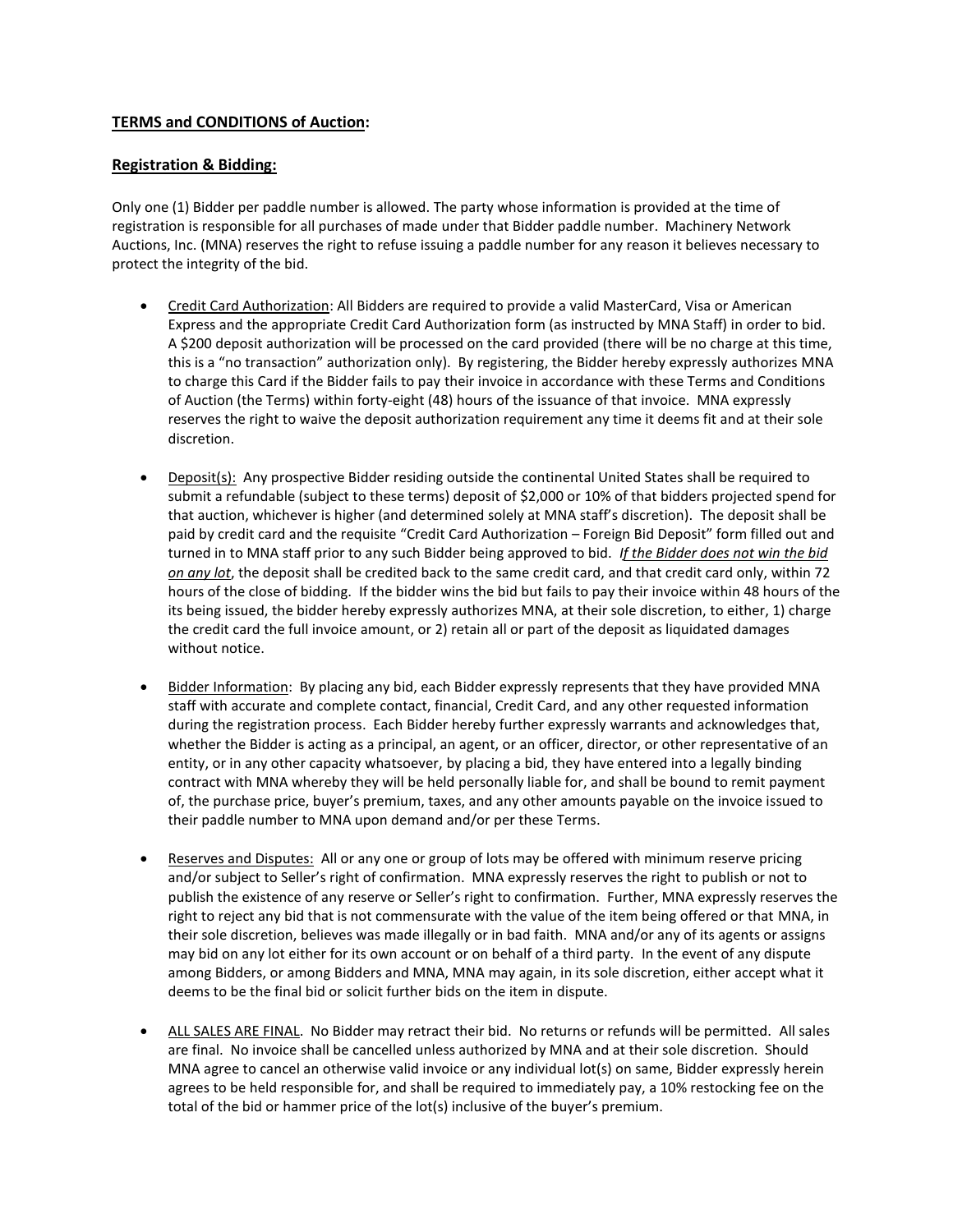## **TERMS and CONDITIONS of Auction:**

### **Registration & Bidding:**

Only one (1) Bidder per paddle number is allowed. The party whose information is provided at the time of registration is responsible for all purchases of made under that Bidder paddle number. Machinery Network Auctions, Inc. (MNA) reserves the right to refuse issuing a paddle number for any reason it believes necessary to protect the integrity of the bid.

- Credit Card Authorization: All Bidders are required to provide a valid MasterCard, Visa or American Express and the appropriate Credit Card Authorization form (as instructed by MNA Staff) in order to bid. A $200 deposit authorization will be processed on the card provided (there will be no charge at this time, this is a "no transaction" authorization only). By registering, the Bidder hereby expressly authorizes MNA to charge this Card if the Bidder fails to pay their invoice in accordance with these Terms and Conditions of Auction (the Terms) within forty-eight (48) hours of the issuance of that invoice. MNA expressly reserves the right to waive the deposit authorization requirement any time it deems fit and at their sole discretion.

- Deposit(s): Any prospective Bidder residing outside the continental United States shall be required to submit a refundable (subject to these terms) deposit of $2,000 or 10% of that bidders projected spend for that auction, whichever is higher (and determined solely at MNA staff's discretion). The deposit shall be paid by credit card and the requisite "Credit Card Authorization – Foreign Bid Deposit" form filled out and turned in to MNA staff prior to any such Bidder being approved to bid. *If the Bidder does not win the bid on any lot*, the deposit shall be credited back to the same credit card, and that credit card only, within 72 hours of the close of bidding. If the bidder wins the bid but fails to pay their invoice within 48 hours of the its being issued, the bidder hereby expressly authorizes MNA, at their sole discretion, to either, 1) charge the credit card the full invoice amount, or 2) retain all or part of the deposit as liquidated damages without notice.

- Bidder Information: By placing any bid, each Bidder expressly represents that they have provided MNA staff with accurate and complete contact, financial, Credit Card, and any other requested information during the registration process. Each Bidder hereby further expressly warrants and acknowledges that, whether the Bidder is acting as a principal, an agent, or an officer, director, or other representative of an entity, or in any other capacity whatsoever, by placing a bid, they have entered into a legally binding contract with MNA whereby they will be held personally liable for, and shall be bound to remit payment of, the purchase price, buyer's premium, taxes, and any other amounts payable on the invoice issued to their paddle number to MNA upon demand and/or per these Terms.

- Reserves and Disputes: All or any one or group of lots may be offered with minimum reserve pricing and/or subject to Seller's right of confirmation. MNA expressly reserves the right to publish or not to publish the existence of any reserve or Seller's right to confirmation. Further, MNA expressly reserves the right to reject any bid that is not commensurate with the value of the item being offered or that MNA, in their sole discretion, believes was made illegally or in bad faith. MNA and/or any of its agents or assigns may bid on any lot either for its own account or on behalf of a third party. In the event of any dispute among Bidders, or among Bidders and MNA, MNA may again, in its sole discretion, either accept what it deems to be the final bid or solicit further bids on the item in dispute.

- ALL SALES ARE FINAL. No Bidder may retract their bid. No returns or refunds will be permitted. All sales are final. No invoice shall be cancelled unless authorized by MNA and at their sole discretion. Should MNA agree to cancel an otherwise valid invoice or any individual lot(s) on same, Bidder expressly herein agrees to be held responsible for, and shall be required to immediately pay, a 10% restocking fee on the total of the bid or hammer price of the lot(s) inclusive of the buyer's premium.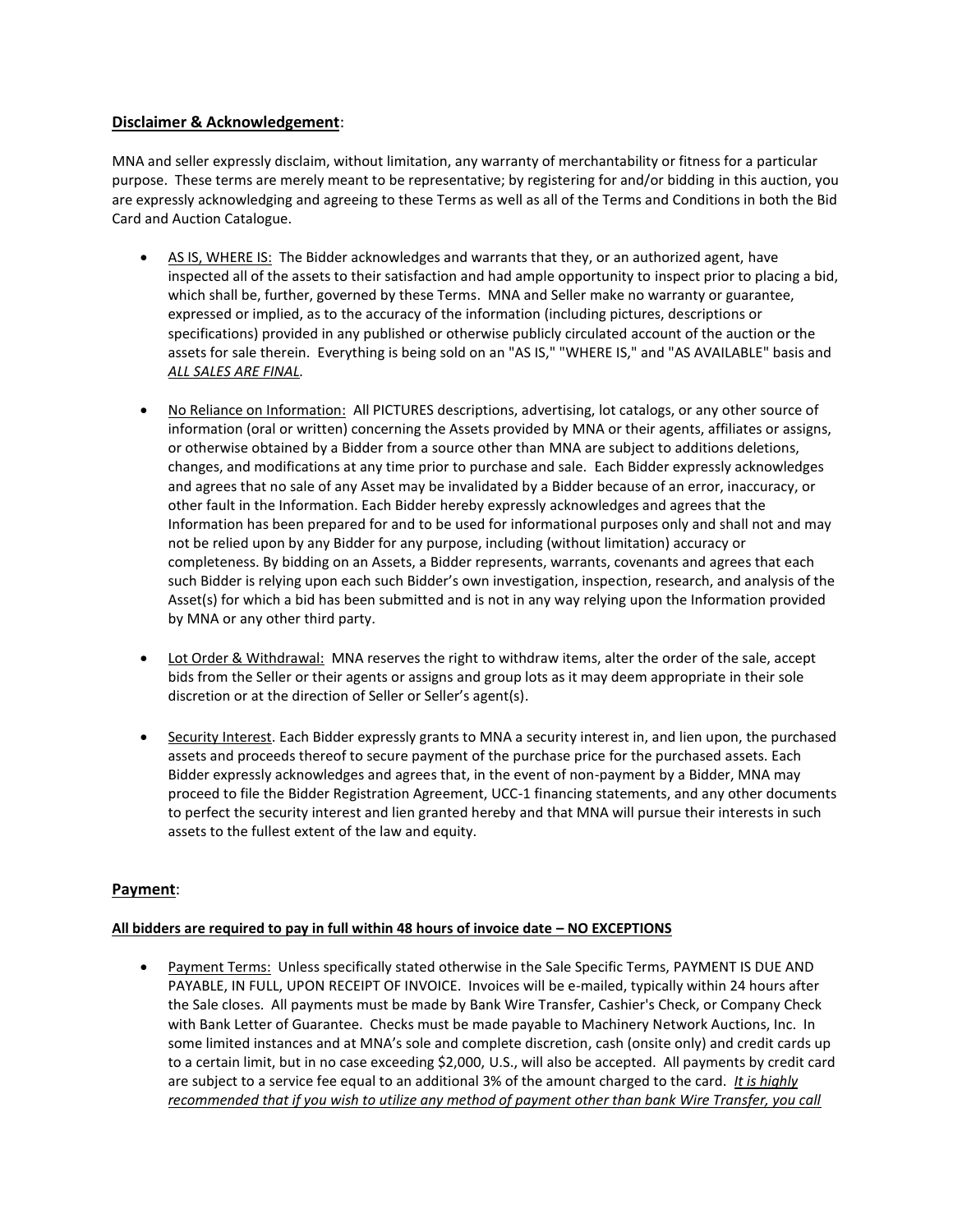## <u>Disclaimer & Acknowledgement</u>:

MNA and seller expressly disclaim, without limitation, any warranty of merchantability or fitness for a particular purpose. These terms are merely meant to be representative; by registering for and/or bidding in this auction, you are expressly acknowledging and agreeing to these Terms as well as all of the Terms and Conditions in both the Bid Card and Auction Catalogue.

- <u>AS IS, WHERE IS:</u> The Bidder acknowledges and warrants that they, or an authorized agent, have inspected all of the assets to their satisfaction and had ample opportunity to inspect prior to placing a bid, which shall be, further, governed by these Terms. MNA and Seller make no warranty or guarantee, expressed or implied, as to the accuracy of the information (including pictures, descriptions or specifications) provided in any published or otherwise publicly circulated account of the auction or the assets for sale therein. Everything is being sold on an "AS IS," "WHERE IS," and "AS AVAILABLE" basis and <u>*ALL SALES ARE FINAL.*</u>

- <u>No Reliance on Information:</u> All PICTURES descriptions, advertising, lot catalogs, or any other source of information (oral or written) concerning the Assets provided by MNA or their agents, affiliates or assigns, or otherwise obtained by a Bidder from a source other than MNA are subject to additions deletions, changes, and modifications at any time prior to purchase and sale. Each Bidder expressly acknowledges and agrees that no sale of any Asset may be invalidated by a Bidder because of an error, inaccuracy, or other fault in the Information. Each Bidder hereby expressly acknowledges and agrees that the Information has been prepared for and to be used for informational purposes only and shall not and may not be relied upon by any Bidder for any purpose, including (without limitation) accuracy or completeness. By bidding on an Assets, a Bidder represents, warrants, covenants and agrees that each such Bidder is relying upon each such Bidder's own investigation, inspection, research, and analysis of the Asset(s) for which a bid has been submitted and is not in any way relying upon the Information provided by MNA or any other third party.

- <u>Lot Order & Withdrawal:</u> MNA reserves the right to withdraw items, alter the order of the sale, accept bids from the Seller or their agents or assigns and group lots as it may deem appropriate in their sole discretion or at the direction of Seller or Seller's agent(s).

- <u>Security Interest</u>. Each Bidder expressly grants to MNA a security interest in, and lien upon, the purchased assets and proceeds thereof to secure payment of the purchase price for the purchased assets. Each Bidder expressly acknowledges and agrees that, in the event of non-payment by a Bidder, MNA may proceed to file the Bidder Registration Agreement, UCC-1 financing statements, and any other documents to perfect the security interest and lien granted hereby and that MNA will pursue their interests in such assets to the fullest extent of the law and equity.

## <u>Payment</u>:

**<u>All bidders are required to pay in full within 48 hours of invoice date – NO EXCEPTIONS</u>**

- <u>Payment Terms:</u> Unless specifically stated otherwise in the Sale Specific Terms, PAYMENT IS DUE AND PAYABLE, IN FULL, UPON RECEIPT OF INVOICE. Invoices will be e-mailed, typically within 24 hours after the Sale closes. All payments must be made by Bank Wire Transfer, Cashier's Check, or Company Check with Bank Letter of Guarantee. Checks must be made payable to Machinery Network Auctions, Inc. In some limited instances and at MNA's sole and complete discretion, cash (onsite only) and credit cards up to a certain limit, but in no case exceeding $2,000, U.S., will also be accepted. All payments by credit card are subject to a service fee equal to an additional 3% of the amount charged to the card. <u>*It is highly recommended that if you wish to utilize any method of payment other than bank Wire Transfer, you call*</u>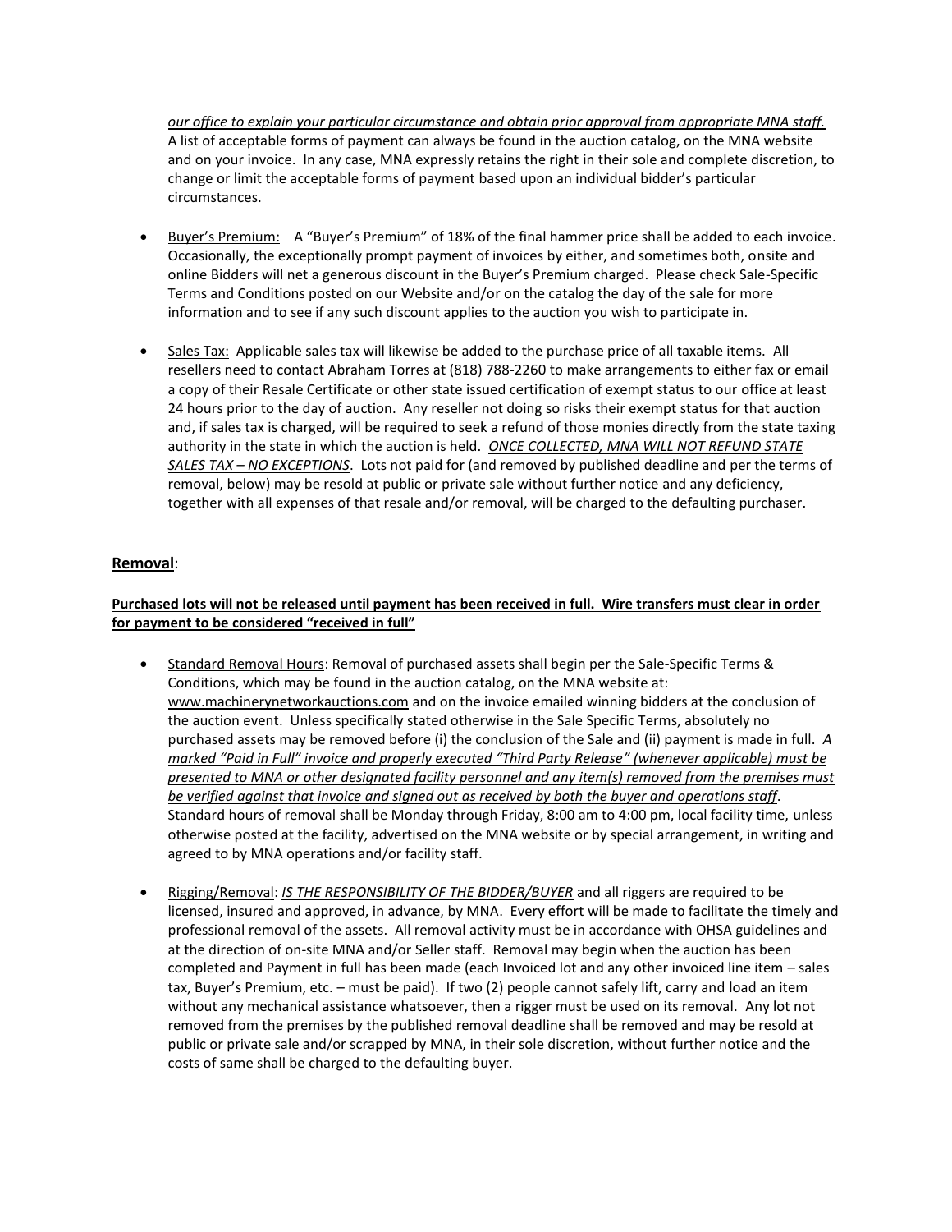*our office to explain your particular circumstance and obtain prior approval from appropriate MNA staff.* A list of acceptable forms of payment can always be found in the auction catalog, on the MNA website and on your invoice. In any case, MNA expressly retains the right in their sole and complete discretion, to change or limit the acceptable forms of payment based upon an individual bidder's particular circumstances.

- Buyer's Premium: A "Buyer's Premium" of 18% of the final hammer price shall be added to each invoice. Occasionally, the exceptionally prompt payment of invoices by either, and sometimes both, onsite and online Bidders will net a generous discount in the Buyer's Premium charged. Please check Sale-Specific Terms and Conditions posted on our Website and/or on the catalog the day of the sale for more information and to see if any such discount applies to the auction you wish to participate in.

- Sales Tax: Applicable sales tax will likewise be added to the purchase price of all taxable items. All resellers need to contact Abraham Torres at (818) 788-2260 to make arrangements to either fax or email a copy of their Resale Certificate or other state issued certification of exempt status to our office at least 24 hours prior to the day of auction. Any reseller not doing so risks their exempt status for that auction and, if sales tax is charged, will be required to seek a refund of those monies directly from the state taxing authority in the state in which the auction is held. *ONCE COLLECTED, MNA WILL NOT REFUND STATE SALES TAX – NO EXCEPTIONS*. Lots not paid for (and removed by published deadline and per the terms of removal, below) may be resold at public or private sale without further notice and any deficiency, together with all expenses of that resale and/or removal, will be charged to the defaulting purchaser.

## Removal:

**Purchased lots will not be released until payment has been received in full. Wire transfers must clear in order for payment to be considered "received in full"**

- Standard Removal Hours: Removal of purchased assets shall begin per the Sale-Specific Terms & Conditions, which may be found in the auction catalog, on the MNA website at: www.machinerynetworkauctions.com and on the invoice emailed winning bidders at the conclusion of the auction event. Unless specifically stated otherwise in the Sale Specific Terms, absolutely no purchased assets may be removed before (i) the conclusion of the Sale and (ii) payment is made in full. *A marked "Paid in Full" invoice and properly executed "Third Party Release" (whenever applicable) must be presented to MNA or other designated facility personnel and any item(s) removed from the premises must be verified against that invoice and signed out as received by both the buyer and operations staff*. Standard hours of removal shall be Monday through Friday, 8:00 am to 4:00 pm, local facility time, unless otherwise posted at the facility, advertised on the MNA website or by special arrangement, in writing and agreed to by MNA operations and/or facility staff.

- Rigging/Removal: *IS THE RESPONSIBILITY OF THE BIDDER/BUYER* and all riggers are required to be licensed, insured and approved, in advance, by MNA. Every effort will be made to facilitate the timely and professional removal of the assets. All removal activity must be in accordance with OHSA guidelines and at the direction of on-site MNA and/or Seller staff. Removal may begin when the auction has been completed and Payment in full has been made (each Invoiced lot and any other invoiced line item – sales tax, Buyer's Premium, etc. – must be paid). If two (2) people cannot safely lift, carry and load an item without any mechanical assistance whatsoever, then a rigger must be used on its removal. Any lot not removed from the premises by the published removal deadline shall be removed and may be resold at public or private sale and/or scrapped by MNA, in their sole discretion, without further notice and the costs of same shall be charged to the defaulting buyer.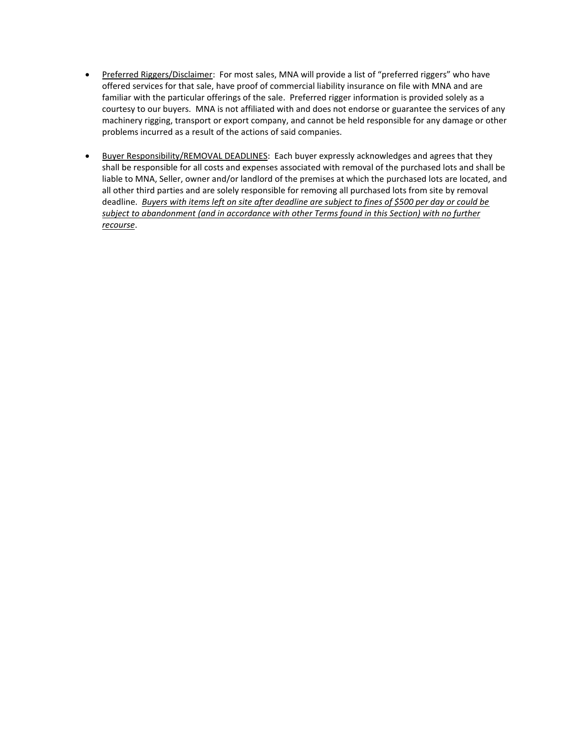- <u>Preferred Riggers/Disclaimer</u>: For most sales, MNA will provide a list of "preferred riggers" who have offered services for that sale, have proof of commercial liability insurance on file with MNA and are familiar with the particular offerings of the sale. Preferred rigger information is provided solely as a courtesy to our buyers. MNA is not affiliated with and does not endorse or guarantee the services of any machinery rigging, transport or export company, and cannot be held responsible for any damage or other problems incurred as a result of the actions of said companies.

- <u>Buyer Responsibility/REMOVAL DEADLINES</u>: Each buyer expressly acknowledges and agrees that they shall be responsible for all costs and expenses associated with removal of the purchased lots and shall be liable to MNA, Seller, owner and/or landlord of the premises at which the purchased lots are located, and all other third parties and are solely responsible for removing all purchased lots from site by removal deadline. <u>*Buyers with items left on site after deadline are subject to fines of $500 per day or could be subject to abandonment (and in accordance with other Terms found in this Section) with no further recourse*</u>.